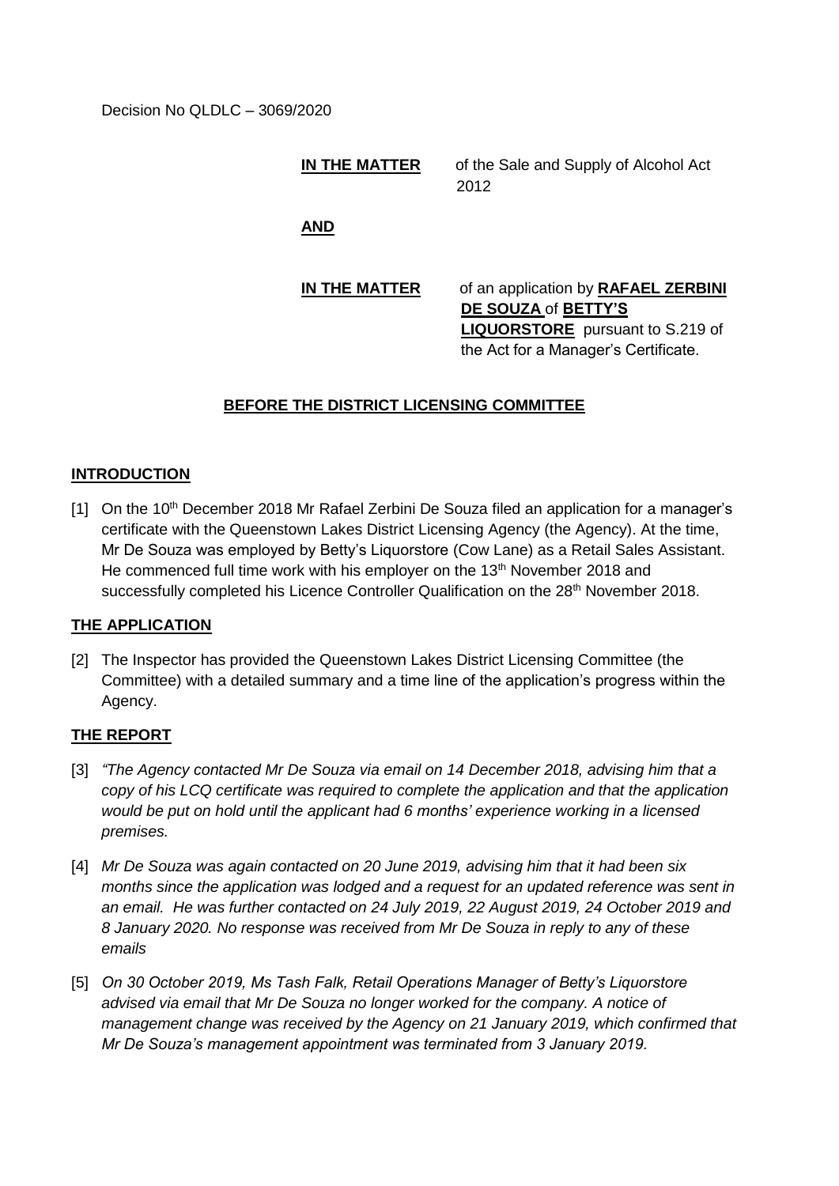Decision No QLDLC – 3069/2020

**IN THE MATTER** of the Sale and Supply of Alcohol Act 2012

**AND**

**IN THE MATTER** of an application by **RAFAEL ZERBINI DE SOUZA** of **BETTY'S LIQUORSTORE** pursuant to S.219 of the Act for a Manager's Certificate.

## BEFORE THE DISTRICT LICENSING COMMITTEE

### INTRODUCTION

[1] On the 10th December 2018 Mr Rafael Zerbini De Souza filed an application for a manager's certificate with the Queenstown Lakes District Licensing Agency (the Agency). At the time, Mr De Souza was employed by Betty's Liquorstore (Cow Lane) as a Retail Sales Assistant. He commenced full time work with his employer on the 13th November 2018 and successfully completed his Licence Controller Qualification on the 28th November 2018.

### THE APPLICATION

[2] The Inspector has provided the Queenstown Lakes District Licensing Committee (the Committee) with a detailed summary and a time line of the application's progress within the Agency.

### THE REPORT

[3] *"The Agency contacted Mr De Souza via email on 14 December 2018, advising him that a copy of his LCQ certificate was required to complete the application and that the application would be put on hold until the applicant had 6 months' experience working in a licensed premises.*

[4] *Mr De Souza was again contacted on 20 June 2019, advising him that it had been six months since the application was lodged and a request for an updated reference was sent in an email. He was further contacted on 24 July 2019, 22 August 2019, 24 October 2019 and 8 January 2020. No response was received from Mr De Souza in reply to any of these emails*

[5] *On 30 October 2019, Ms Tash Falk, Retail Operations Manager of Betty's Liquorstore advised via email that Mr De Souza no longer worked for the company. A notice of management change was received by the Agency on 21 January 2019, which confirmed that Mr De Souza's management appointment was terminated from 3 January 2019.*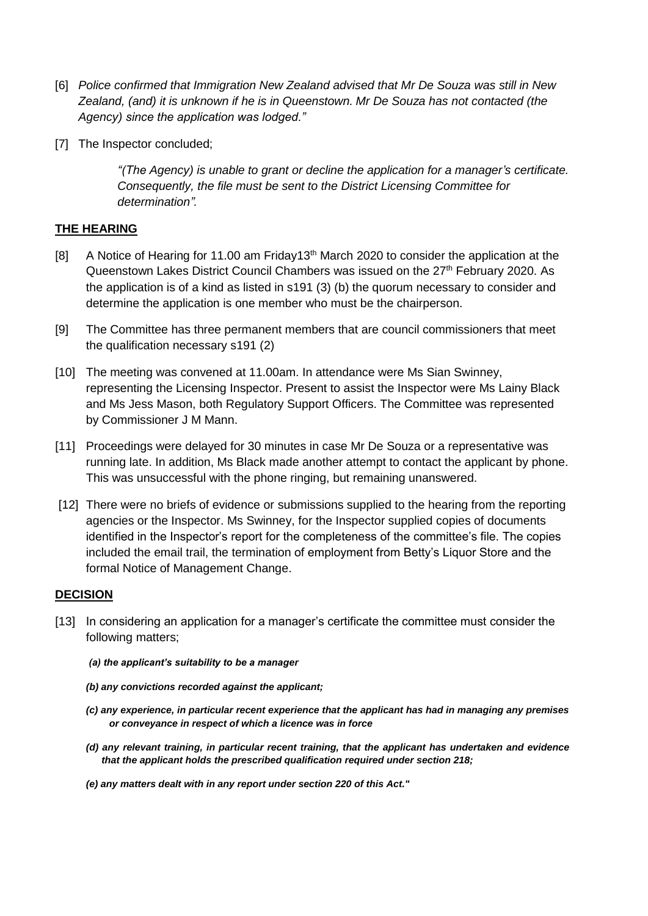[6] *Police confirmed that Immigration New Zealand advised that Mr De Souza was still in New Zealand, (and) it is unknown if he is in Queenstown. Mr De Souza has not contacted (the Agency) since the application was lodged."*

[7] The Inspector concluded;

> *"(The Agency) is unable to grant or decline the application for a manager's certificate. Consequently, the file must be sent to the District Licensing Committee for determination".*

## THE HEARING

[8] A Notice of Hearing for 11.00 am Friday13th March 2020 to consider the application at the Queenstown Lakes District Council Chambers was issued on the 27th February 2020. As the application is of a kind as listed in s191 (3) (b) the quorum necessary to consider and determine the application is one member who must be the chairperson.

[9] The Committee has three permanent members that are council commissioners that meet the qualification necessary s191 (2)

[10] The meeting was convened at 11.00am. In attendance were Ms Sian Swinney, representing the Licensing Inspector. Present to assist the Inspector were Ms Lainy Black and Ms Jess Mason, both Regulatory Support Officers. The Committee was represented by Commissioner J M Mann.

[11] Proceedings were delayed for 30 minutes in case Mr De Souza or a representative was running late. In addition, Ms Black made another attempt to contact the applicant by phone. This was unsuccessful with the phone ringing, but remaining unanswered.

[12] There were no briefs of evidence or submissions supplied to the hearing from the reporting agencies or the Inspector. Ms Swinney, for the Inspector supplied copies of documents identified in the Inspector's report for the completeness of the committee's file. The copies included the email trail, the termination of employment from Betty's Liquor Store and the formal Notice of Management Change.

## DECISION

[13] In considering an application for a manager's certificate the committee must consider the following matters;

***(a) the applicant's suitability to be a manager***

***(b) any convictions recorded against the applicant;***

***(c) any experience, in particular recent experience that the applicant has had in managing any premises or conveyance in respect of which a licence was in force***

***(d) any relevant training, in particular recent training, that the applicant has undertaken and evidence that the applicant holds the prescribed qualification required under section 218;***

***(e) any matters dealt with in any report under section 220 of this Act."***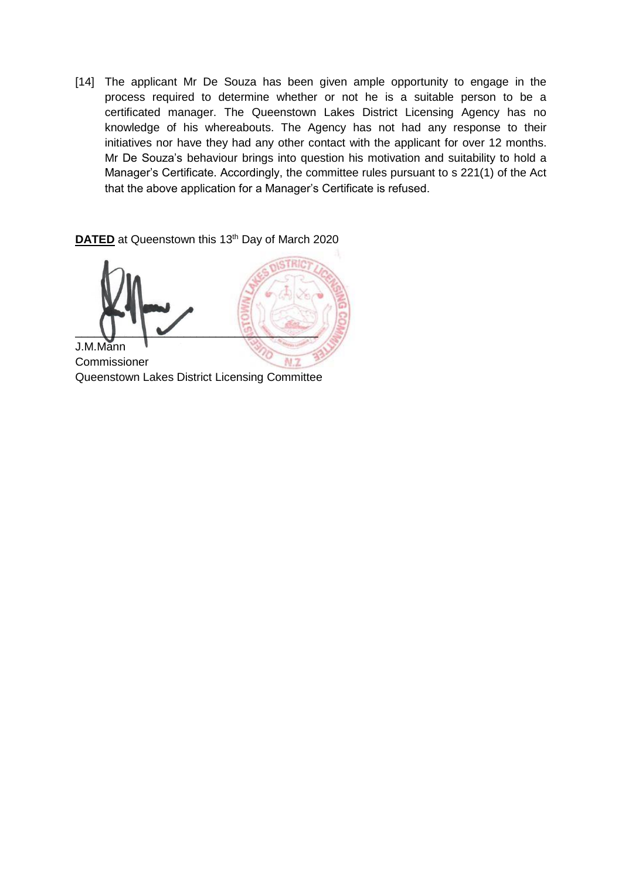[14] The applicant Mr De Souza has been given ample opportunity to engage in the process required to determine whether or not he is a suitable person to be a certificated manager. The Queenstown Lakes District Licensing Agency has no knowledge of his whereabouts. The Agency has not had any response to their initiatives nor have they had any other contact with the applicant for over 12 months. Mr De Souza's behaviour brings into question his motivation and suitability to hold a Manager's Certificate. Accordingly, the committee rules pursuant to s 221(1) of the Act that the above application for a Manager's Certificate is refused.

**DATED** at Queenstown this 13th Day of March 2020

J.M.Mann
Commissioner
Queenstown Lakes District Licensing Committee